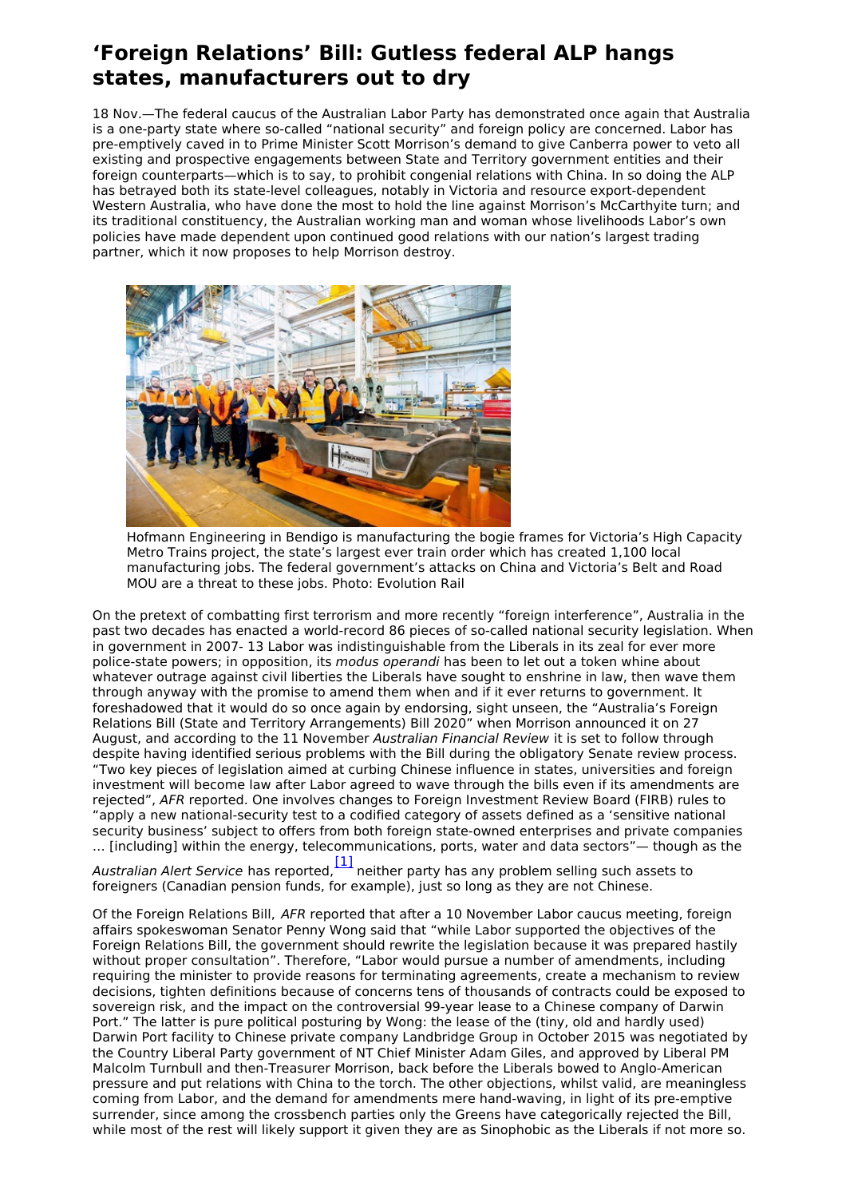# 'Foreign Relations' Bill: Gutless federal ALP hangs states, manufacturers out to dry

18 Nov.—The federal caucus of the Australian Labor Party has demonstrated once again that Australia is a one-party state where so-called "national security" and foreign policy are concerned. Labor has pre-emptively caved in to Prime Minister Scott Morrison's demand to give Canberra power to veto all existing and prospective engagements between State and Territory government entities and their foreign counterparts—which is to say, to prohibit congenial relations with China. In so doing the ALP has betrayed both its state-level colleagues, notably in Victoria and resource export-dependent Western Australia, who have done the most to hold the line against Morrison's McCarthyite turn; and its traditional constituency, the Australian working man and woman whose livelihoods Labor's own policies have made dependent upon continued good relations with our nation's largest trading partner, which it now proposes to help Morrison destroy.

Hofmann Engineering in Bendigo is manufacturing the bogie frames for Victoria's High Capacity Metro Trains project, the state's largest ever train order which has created 1,100 local manufacturing jobs. The federal government's attacks on China and Victoria's Belt and Road MOU are a threat to these jobs. Photo: Evolution Rail

On the pretext of combatting first terrorism and more recently "foreign interference", Australia in the past two decades has enacted a world-record 86 pieces of so-called national security legislation. When in government in 2007- 13 Labor was indistinguishable from the Liberals in its zeal for ever more police-state powers; in opposition, its *modus operandi* has been to let out a token whine about whatever outrage against civil liberties the Liberals have sought to enshrine in law, then wave them through anyway with the promise to amend them when and if it ever returns to government. It foreshadowed that it would do so once again by endorsing, sight unseen, the "Australia's Foreign Relations Bill (State and Territory Arrangements) Bill 2020" when Morrison announced it on 27 August, and according to the 11 November *Australian Financial Review* it is set to follow through despite having identified serious problems with the Bill during the obligatory Senate review process. "Two key pieces of legislation aimed at curbing Chinese influence in states, universities and foreign investment will become law after Labor agreed to wave through the bills even if its amendments are rejected", *AFR* reported. One involves changes to Foreign Investment Review Board (FIRB) rules to "apply a new national-security test to a codified category of assets defined as a 'sensitive national security business' subject to offers from both foreign state-owned enterprises and private companies … [including] within the energy, telecommunications, ports, water and data sectors"— though as the *Australian Alert Service* has reported,[1] neither party has any problem selling such assets to foreigners (Canadian pension funds, for example), just so long as they are not Chinese.

Of the Foreign Relations Bill, *AFR* reported that after a 10 November Labor caucus meeting, foreign affairs spokeswoman Senator Penny Wong said that "while Labor supported the objectives of the Foreign Relations Bill, the government should rewrite the legislation because it was prepared hastily without proper consultation". Therefore, "Labor would pursue a number of amendments, including requiring the minister to provide reasons for terminating agreements, create a mechanism to review decisions, tighten definitions because of concerns tens of thousands of contracts could be exposed to sovereign risk, and the impact on the controversial 99-year lease to a Chinese company of Darwin Port." The latter is pure political posturing by Wong: the lease of the (tiny, old and hardly used) Darwin Port facility to Chinese private company Landbridge Group in October 2015 was negotiated by the Country Liberal Party government of NT Chief Minister Adam Giles, and approved by Liberal PM Malcolm Turnbull and then-Treasurer Morrison, back before the Liberals bowed to Anglo-American pressure and put relations with China to the torch. The other objections, whilst valid, are meaningless coming from Labor, and the demand for amendments mere hand-waving, in light of its pre-emptive surrender, since among the crossbench parties only the Greens have categorically rejected the Bill, while most of the rest will likely support it given they are as Sinophobic as the Liberals if not more so.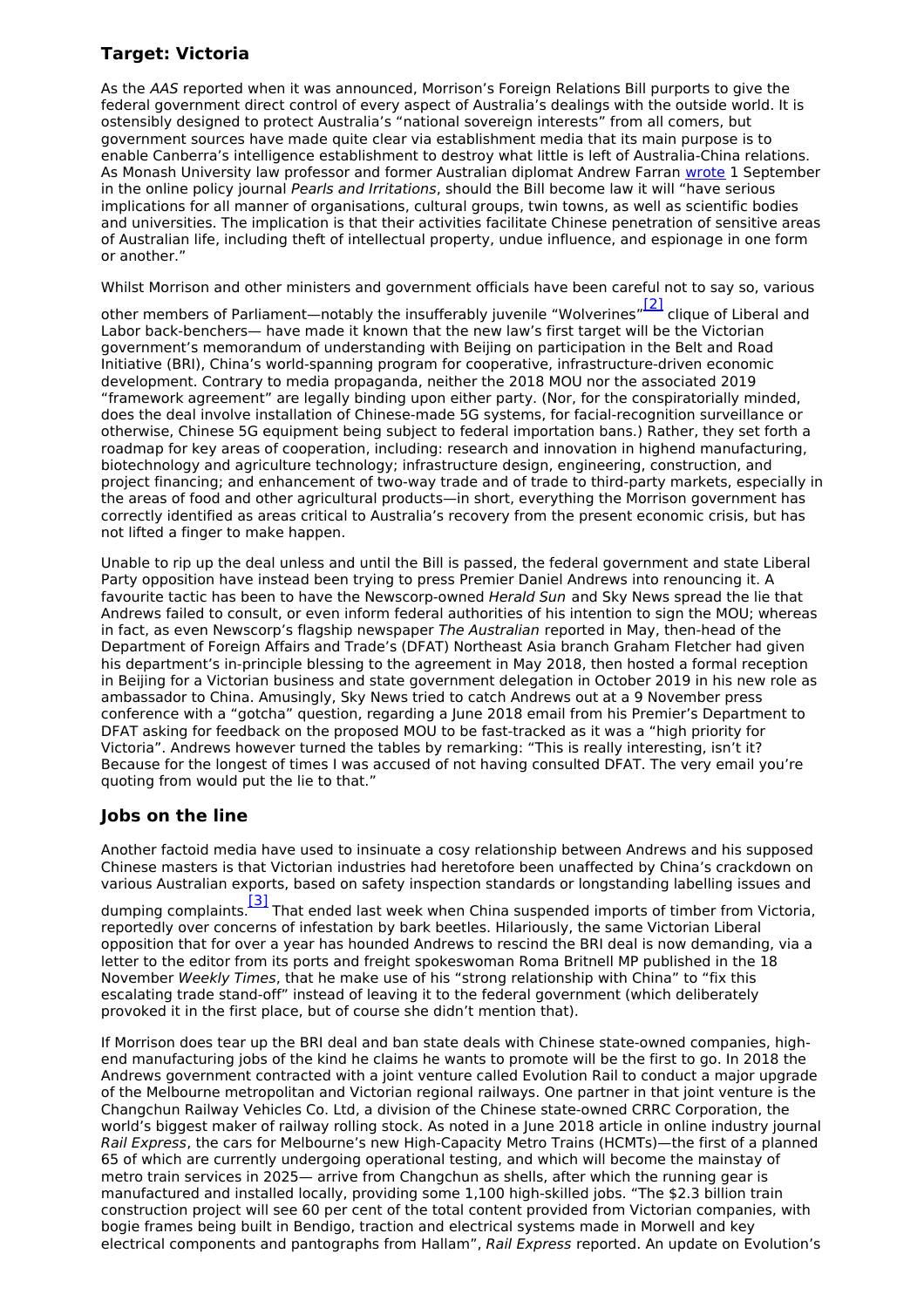## Target: Victoria

As the *AAS* reported when it was announced, Morrison's Foreign Relations Bill purports to give the federal government direct control of every aspect of Australia's dealings with the outside world. It is ostensibly designed to protect Australia's "national sovereign interests" from all comers, but government sources have made quite clear via establishment media that its main purpose is to enable Canberra's intelligence establishment to destroy what little is left of Australia-China relations. As Monash University law professor and former Australian diplomat Andrew Farran wrote 1 September in the online policy journal *Pearls and Irritations*, should the Bill become law it will "have serious implications for all manner of organisations, cultural groups, twin towns, as well as scientific bodies and universities. The implication is that their activities facilitate Chinese penetration of sensitive areas of Australian life, including theft of intellectual property, undue influence, and espionage in one form or another."

Whilst Morrison and other ministers and government officials have been careful not to say so, various other members of Parliament—notably the insufferably juvenile "Wolverines"[2] clique of Liberal and Labor back-benchers— have made it known that the new law's first target will be the Victorian government's memorandum of understanding with Beijing on participation in the Belt and Road Initiative (BRI), China's world-spanning program for cooperative, infrastructure-driven economic development. Contrary to media propaganda, neither the 2018 MOU nor the associated 2019 "framework agreement" are legally binding upon either party. (Nor, for the conspiratorially minded, does the deal involve installation of Chinese-made 5G systems, for facial-recognition surveillance or otherwise, Chinese 5G equipment being subject to federal importation bans.) Rather, they set forth a roadmap for key areas of cooperation, including: research and innovation in highend manufacturing, biotechnology and agriculture technology; infrastructure design, engineering, construction, and project financing; and enhancement of two-way trade and of trade to third-party markets, especially in the areas of food and other agricultural products—in short, everything the Morrison government has correctly identified as areas critical to Australia's recovery from the present economic crisis, but has not lifted a finger to make happen.

Unable to rip up the deal unless and until the Bill is passed, the federal government and state Liberal Party opposition have instead been trying to press Premier Daniel Andrews into renouncing it. A favourite tactic has been to have the Newscorp-owned *Herald Sun* and Sky News spread the lie that Andrews failed to consult, or even inform federal authorities of his intention to sign the MOU; whereas in fact, as even Newscorp's flagship newspaper *The Australian* reported in May, then-head of the Department of Foreign Affairs and Trade's (DFAT) Northeast Asia branch Graham Fletcher had given his department's in-principle blessing to the agreement in May 2018, then hosted a formal reception in Beijing for a Victorian business and state government delegation in October 2019 in his new role as ambassador to China. Amusingly, Sky News tried to catch Andrews out at a 9 November press conference with a "gotcha" question, regarding a June 2018 email from his Premier's Department to DFAT asking for feedback on the proposed MOU to be fast-tracked as it was a "high priority for Victoria". Andrews however turned the tables by remarking: "This is really interesting, isn't it? Because for the longest of times I was accused of not having consulted DFAT. The very email you're quoting from would put the lie to that."

## Jobs on the line

Another factoid media have used to insinuate a cosy relationship between Andrews and his supposed Chinese masters is that Victorian industries had heretofore been unaffected by China's crackdown on various Australian exports, based on safety inspection standards or longstanding labelling issues and dumping complaints.[3] That ended last week when China suspended imports of timber from Victoria, reportedly over concerns of infestation by bark beetles. Hilariously, the same Victorian Liberal opposition that for over a year has hounded Andrews to rescind the BRI deal is now demanding, via a letter to the editor from its ports and freight spokeswoman Roma Britnell MP published in the 18 November *Weekly Times*, that he make use of his "strong relationship with China" to "fix this escalating trade stand-off" instead of leaving it to the federal government (which deliberately provoked it in the first place, but of course she didn't mention that).

If Morrison does tear up the BRI deal and ban state deals with Chinese state-owned companies, high-end manufacturing jobs of the kind he claims he wants to promote will be the first to go. In 2018 the Andrews government contracted with a joint venture called Evolution Rail to conduct a major upgrade of the Melbourne metropolitan and Victorian regional railways. One partner in that joint venture is the Changchun Railway Vehicles Co. Ltd, a division of the Chinese state-owned CRRC Corporation, the world's biggest maker of railway rolling stock. As noted in a June 2018 article in online industry journal *Rail Express*, the cars for Melbourne's new High-Capacity Metro Trains (HCMTs)—the first of a planned 65 of which are currently undergoing operational testing, and which will become the mainstay of metro train services in 2025— arrive from Changchun as shells, after which the running gear is manufactured and installed locally, providing some 1,100 high-skilled jobs. "The $2.3 billion train construction project will see 60 per cent of the total content provided from Victorian companies, with bogie frames being built in Bendigo, traction and electrical systems made in Morwell and key electrical components and pantographs from Hallam", *Rail Express* reported. An update on Evolution's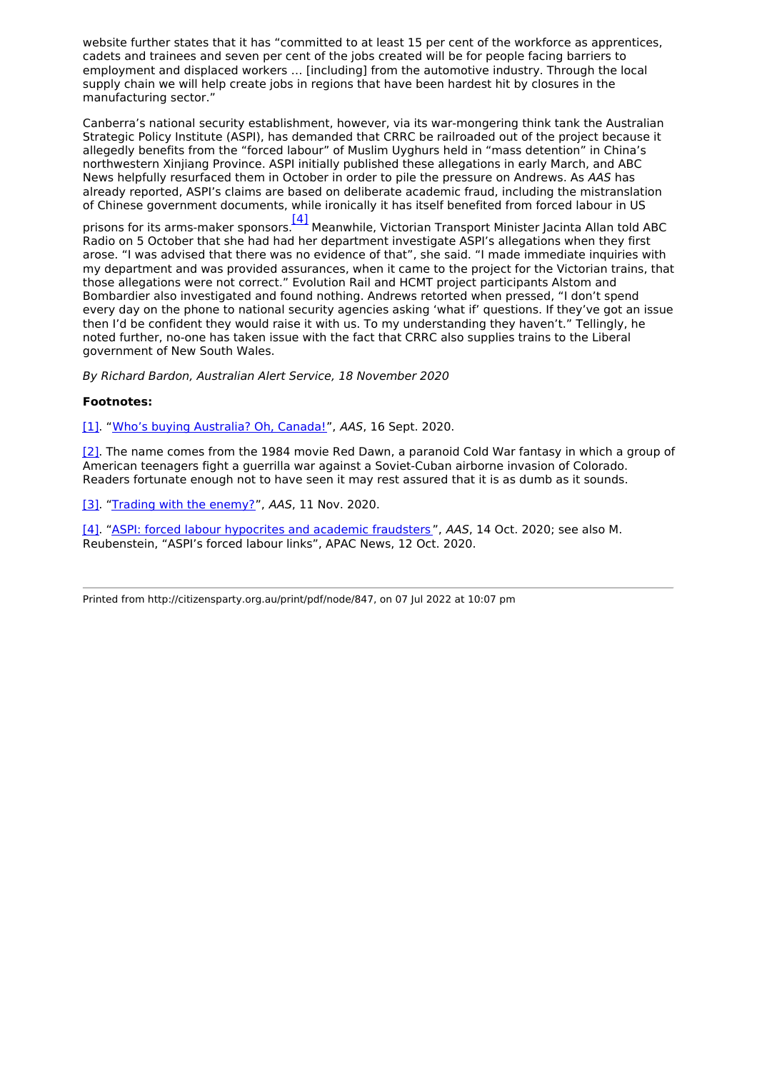website further states that it has "committed to at least 15 per cent of the workforce as apprentices, cadets and trainees and seven per cent of the jobs created will be for people facing barriers to employment and displaced workers … [including] from the automotive industry. Through the local supply chain we will help create jobs in regions that have been hardest hit by closures in the manufacturing sector."

Canberra's national security establishment, however, via its war-mongering think tank the Australian Strategic Policy Institute (ASPI), has demanded that CRRC be railroaded out of the project because it allegedly benefits from the "forced labour" of Muslim Uyghurs held in "mass detention" in China's northwestern Xinjiang Province. ASPI initially published these allegations in early March, and ABC News helpfully resurfaced them in October in order to pile the pressure on Andrews. As *AAS* has already reported, ASPI's claims are based on deliberate academic fraud, including the mistranslation of Chinese government documents, while ironically it has itself benefited from forced labour in US prisons for its arms-maker sponsors.[4] Meanwhile, Victorian Transport Minister Jacinta Allan told ABC Radio on 5 October that she had had her department investigate ASPI's allegations when they first arose. "I was advised that there was no evidence of that", she said. "I made immediate inquiries with my department and was provided assurances, when it came to the project for the Victorian trains, that those allegations were not correct." Evolution Rail and HCMT project participants Alstom and Bombardier also investigated and found nothing. Andrews retorted when pressed, "I don't spend every day on the phone to national security agencies asking 'what if' questions. If they've got an issue then I'd be confident they would raise it with us. To my understanding they haven't." Tellingly, he noted further, no-one has taken issue with the fact that CRRC also supplies trains to the Liberal government of New South Wales.

*By Richard Bardon, Australian Alert Service, 18 November 2020*

**Footnotes:**

[1]. "Who's buying Australia? Oh, Canada!", *AAS*, 16 Sept. 2020.

[2]. The name comes from the 1984 movie Red Dawn, a paranoid Cold War fantasy in which a group of American teenagers fight a guerrilla war against a Soviet-Cuban airborne invasion of Colorado. Readers fortunate enough not to have seen it may rest assured that it is as dumb as it sounds.

[3]. "Trading with the enemy?", *AAS*, 11 Nov. 2020.

[4]. "ASPI: forced labour hypocrites and academic fraudsters", *AAS*, 14 Oct. 2020; see also M. Reubenstein, "ASPI's forced labour links", APAC News, 12 Oct. 2020.